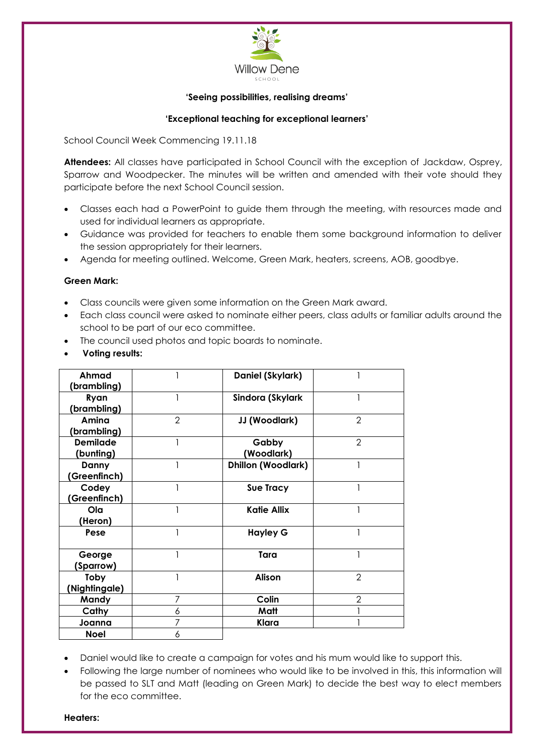Willow Dene School

**'Seeing possibilities, realising dreams'**

**'Exceptional teaching for exceptional learners'**

School Council Week Commencing 19.11.18

**Attendees:** All classes have participated in School Council with the exception of Jackdaw, Osprey, Sparrow and Woodpecker. The minutes will be written and amended with their vote should they participate before the next School Council session.

- Classes each had a PowerPoint to guide them through the meeting, with resources made and used for individual learners as appropriate.
- Guidance was provided for teachers to enable them some background information to deliver the session appropriately for their learners.
- Agenda for meeting outlined. Welcome, Green Mark, heaters, screens, AOB, goodbye.

**Green Mark:**

- Class councils were given some information on the Green Mark award.
- Each class council were asked to nominate either peers, class adults or familiar adults around the school to be part of our eco committee.
- The council used photos and topic boards to nominate.
- **Voting results:**

| **Ahmad (brambling)** | 1 | **Daniel (Skylark)** | 1 |
|---|---|---|---|
| **Ryan (brambling)** | 1 | **Sindora (Skylark** | 1 |
| **Amina (brambling)** | 2 | **JJ (Woodlark)** | 2 |
| **Demilade (bunting)** | 1 | **Gabby (Woodlark)** | 2 |
| **Danny (Greenfinch)** | 1 | **Dhillon (Woodlark)** | 1 |
| **Codey (Greenfinch)** | 1 | **Sue Tracy** | 1 |
| **Ola (Heron)** | 1 | **Katie Allix** | 1 |
| **Pese** | 1 | **Hayley G** | 1 |
| **George (Sparrow)** | 1 | **Tara** | 1 |
| **Toby (Nightingale)** | 1 | **Alison** | 2 |
| **Mandy** | 7 | **Colin** | 2 |
| **Cathy** | 6 | **Matt** | 1 |
| **Joanna** | 7 | **Klara** | 1 |
| **Noel** | 6 | | |

- Daniel would like to create a campaign for votes and his mum would like to support this.
- Following the large number of nominees who would like to be involved in this, this information will be passed to SLT and Matt (leading on Green Mark) to decide the best way to elect members for the eco committee.

**Heaters:**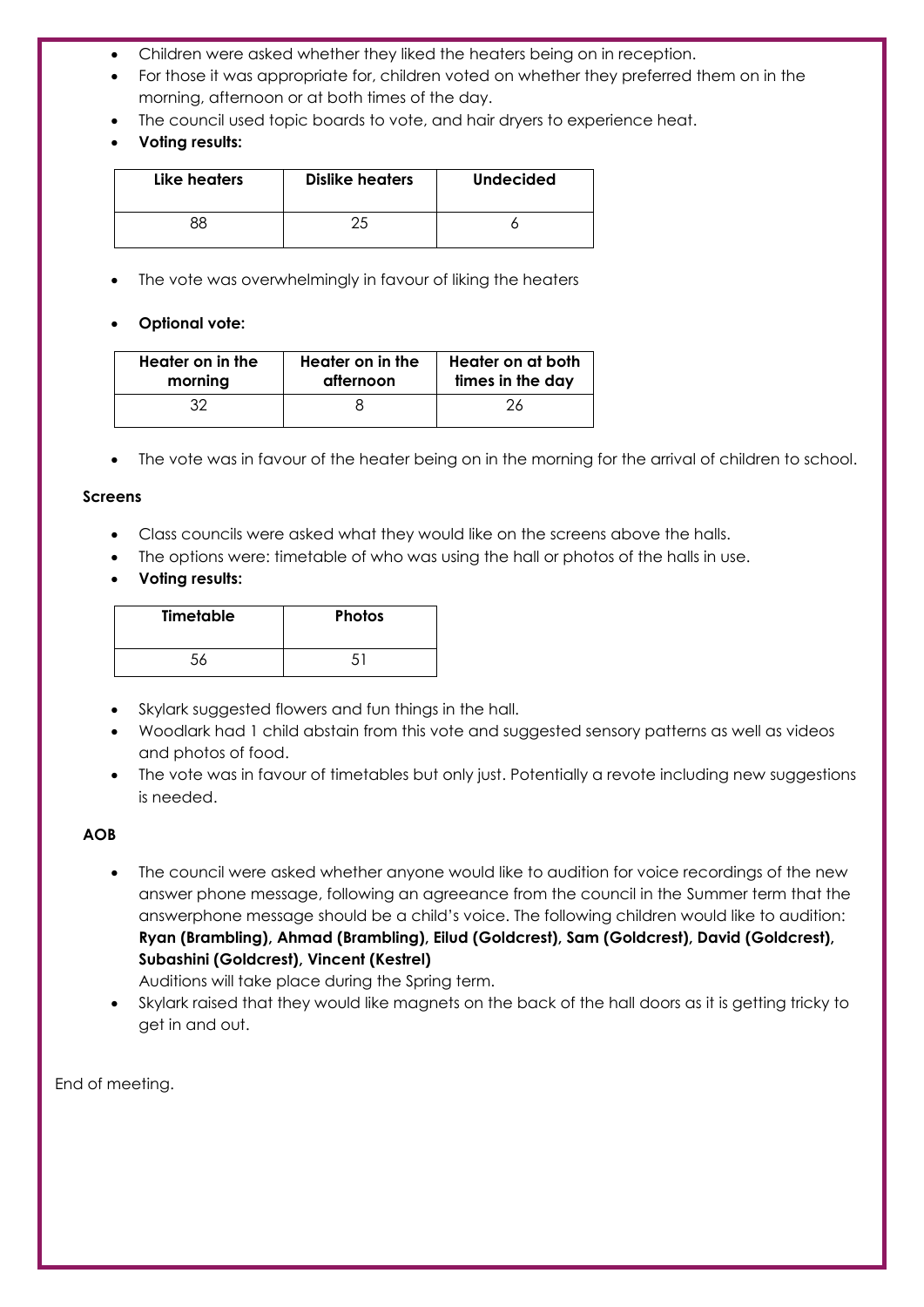- Children were asked whether they liked the heaters being on in reception.
- For those it was appropriate for, children voted on whether they preferred them on in the morning, afternoon or at both times of the day.
- The council used topic boards to vote, and hair dryers to experience heat.
- **Voting results:**

| Like heaters | Dislike heaters | Undecided |
|---|---|---|
| 88 | 25 | 6 |

- The vote was overwhelmingly in favour of liking the heaters

- **Optional vote:**

| Heater on in the morning | Heater on in the afternoon | Heater on at both times in the day |
|---|---|---|
| 32 | 8 | 26 |

- The vote was in favour of the heater being on in the morning for the arrival of children to school.

**Screens**

- Class councils were asked what they would like on the screens above the halls.
- The options were: timetable of who was using the hall or photos of the halls in use.
- **Voting results:**

| Timetable | Photos |
|---|---|
| 56 | 51 |

- Skylark suggested flowers and fun things in the hall.
- Woodlark had 1 child abstain from this vote and suggested sensory patterns as well as videos and photos of food.
- The vote was in favour of timetables but only just. Potentially a revote including new suggestions is needed.

**AOB**

- The council were asked whether anyone would like to audition for voice recordings of the new answer phone message, following an agreeance from the council in the Summer term that the answerphone message should be a child's voice. The following children would like to audition: **Ryan (Brambling), Ahmad (Brambling), Eilud (Goldcrest), Sam (Goldcrest), David (Goldcrest), Subashini (Goldcrest), Vincent (Kestrel)**
  Auditions will take place during the Spring term.
- Skylark raised that they would like magnets on the back of the hall doors as it is getting tricky to get in and out.

End of meeting.